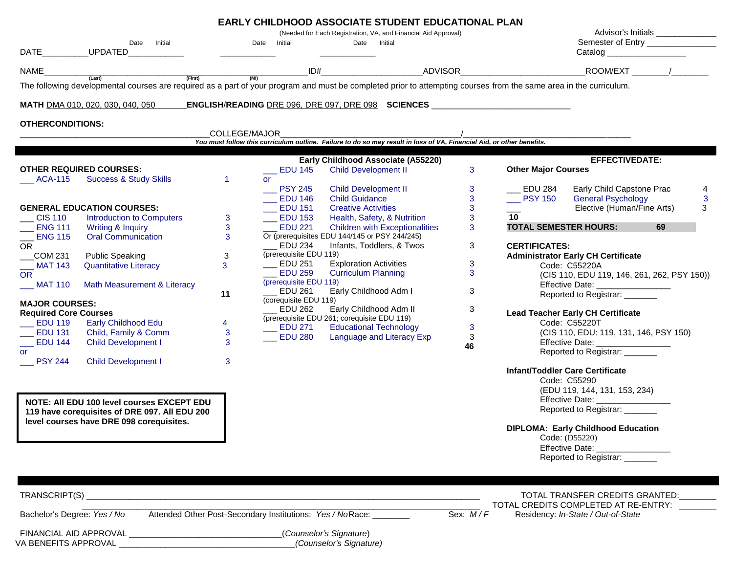# EARLY CHILDHOOD ASSOCIATE STUDENT EDUCATIONAL PLAN

(Needed for Each Registration, VA, and Financial Aid Approval)

Advisor's Initials ____________
Semester of Entry ______________
Catalog ________________

DATE_________UPDATED____________ (Date Initial) ____________ (Date Initial) ____________ (Date Initial)

NAME_____________________________________________ (Last) (First) (MI) ID#____________________ ADVISOR_________________________ ROOM/EXT ________/________

The following developmental courses are required as a part of your program and must be completed prior to attempting courses from the same area in the curriculum.

**MATH** DMA 010, 020, 030, 040, 050 **ENGLISH/READING** DRE 096, DRE 097, DRE 098 **SCIENCES** ______________________________

**OTHERCONDITIONS:**

________________________________________COLLEGE/MAJOR_____________________________________/_________________________________

*You must follow this curriculum outline. Failure to do so may result in loss of VA, Financial Aid, or other benefits.*

## Early Childhood Associate (A55220)

**EFFECTIVEDATE:**

### OTHER REQUIRED COURSES:

| | Course | Title | Hours |
|---|---|---|---|
| ___ | ACA-115 | Success & Study Skills | 1 |

### GENERAL EDUCATION COURSES:

| | Course | Title | Hours |
|---|---|---|---|
| ___ | CIS 110 | Introduction to Computers | 3 |
| ___ | ENG 111 | Writing & Inquiry | 3 |
| ___ | ENG 115 | Oral Communication | 3 |
| OR | | | |
| ___ | COM 231 | Public Speaking | 3 |
| ___ | MAT 143 | Quantitative Literacy | 3 |
| OR | | | |
| ___ | MAT 110 | Math Measurement & Literacy | |
| | | | **11** |

### MAJOR COURSES:

**Required Core Courses**

| | Course | Title | Hours |
|---|---|---|---|
| ___ | EDU 119 | Early Childhood Edu | 4 |
| ___ | EDU 131 | Child, Family & Comm | 3 |
| ___ | EDU 144 | Child Development I | 3 |
| or | | | |
| ___ | PSY 244 | Child Development I | 3 |
| ___ | EDU 145 | Child Development II | 3 |
| or | | | |
| ___ | PSY 245 | Child Development II | 3 |
| ___ | EDU 146 | Child Guidance | 3 |
| ___ | EDU 151 | Creative Activities | 3 |
| ___ | EDU 153 | Health, Safety, & Nutrition | 3 |
| ___ | EDU 221 | Children with Exceptionalities | 3 |
| Or (prerequisites EDU 144/145 or PSY 244/245) | | | |
| ___ | EDU 234 | Infants, Toddlers, & Twos | 3 |
| (prerequisite EDU 119) | | | |
| ___ | EDU 251 | Exploration Activities | 3 |
| ___ | EDU 259 | Curriculum Planning | 3 |
| (prerequisite EDU 119) | | | |
| ___ | EDU 261 | Early Childhood Adm I | 3 |
| (corequisite EDU 119) | | | |
| ___ | EDU 262 | Early Childhood Adm II | 3 |
| (prerequisite EDU 261; corequisite EDU 119) | | | |
| ___ | EDU 271 | Educational Technology | 3 |
| ___ | EDU 280 | Language and Literacy Exp | 3 |
| | | | **46** |

**NOTE: All EDU 100 level courses EXCEPT EDU 119 have corequisites of DRE 097. All EDU 200 level courses have DRE 098 corequisites.**

### Other Major Courses

| | Course | Title | Hours |
|---|---|---|---|
| ___ | EDU 284 | Early Child Capstone Prac | 4 |
| ___ | PSY 150 | General Psychology | 3 |
| ___ | | Elective (Human/Fine Arts) | 3 |
| **10** | | | |
| **TOTAL SEMESTER HOURS:** | | | **69** |

### CERTIFICATES:

**Administrator Early CH Certificate**
Code: C55220A
(CIS 110, EDU 119, 146, 261, 262, PSY 150))
Effective Date: _______________
Reported to Registrar: _______

**Lead Teacher Early CH Certificate**
Code: C55220T
(CIS 110, EDU: 119, 131, 146, PSY 150)
Effective Date: _______________
Reported to Registrar: _______

**Infant/Toddler Care Certificate**
Code: C55290
(EDU 119, 144, 131, 153, 234)
Effective Date: _______________
Reported to Registrar: _______

**DIPLOMA: Early Childhood Education**
Code: (D55220)
Effective Date: _______________
Reported to Registrar: _______

---

TRANSCRIPT(S) ________________________________________________________________________________ TOTAL TRANSFER CREDITS GRANTED:_______

________________________________________________________________________________ TOTAL CREDITS COMPLETED AT RE-ENTRY: _______

Bachelor's Degree: *Yes / No* Attended Other Post-Secondary Institutions: *Yes / No* Race: _______ Sex: *M / F* Residency: *In-State / Out-of-State*

FINANCIAL AID APPROVAL ________________________________(*Counselor's Signature*)

VA BENEFITS APPROVAL ____________________________________(*Counselor's Signature*)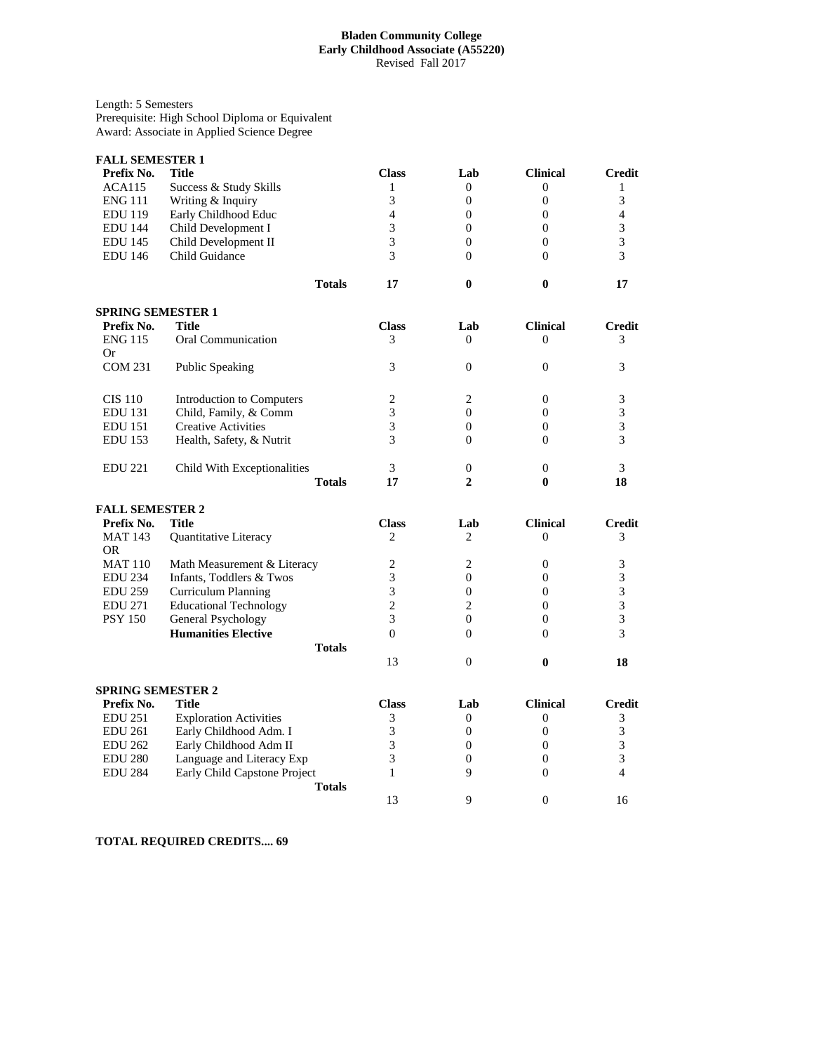**Bladen Community College**
**Early Childhood Associate (A55220)**
Revised Fall 2017

Length: 5 Semesters
Prerequisite: High School Diploma or Equivalent
Award: Associate in Applied Science Degree

**FALL SEMESTER 1**

| Prefix No. | Title | Class | Lab | Clinical | Credit |
|---|---|---|---|---|---|
| ACA115 | Success & Study Skills | 1 | 0 | 0 | 1 |
| ENG 111 | Writing & Inquiry | 3 | 0 | 0 | 3 |
| EDU 119 | Early Childhood Educ | 4 | 0 | 0 | 4 |
| EDU 144 | Child Development I | 3 | 0 | 0 | 3 |
| EDU 145 | Child Development II | 3 | 0 | 0 | 3 |
| EDU 146 | Child Guidance | 3 | 0 | 0 | 3 |
| | **Totals** | **17** | **0** | **0** | **17** |

**SPRING SEMESTER 1**

| Prefix No. | Title | Class | Lab | Clinical | Credit |
|---|---|---|---|---|---|
| ENG 115 | Oral Communication | 3 | 0 | 0 | 3 |
| Or | | | | | |
| COM 231 | Public Speaking | 3 | 0 | 0 | 3 |
| CIS 110 | Introduction to Computers | 2 | 2 | 0 | 3 |
| EDU 131 | Child, Family, & Comm | 3 | 0 | 0 | 3 |
| EDU 151 | Creative Activities | 3 | 0 | 0 | 3 |
| EDU 153 | Health, Safety, & Nutrit | 3 | 0 | 0 | 3 |
| EDU 221 | Child With Exceptionalities | 3 | 0 | 0 | 3 |
| | **Totals** | **17** | **2** | **0** | **18** |

**FALL SEMESTER 2**

| Prefix No. | Title | Class | Lab | Clinical | Credit |
|---|---|---|---|---|---|
| MAT 143 | Quantitative Literacy | 2 | 2 | 0 | 3 |
| OR | | | | | |
| MAT 110 | Math Measurement & Literacy | 2 | 2 | 0 | 3 |
| EDU 234 | Infants, Toddlers & Twos | 3 | 0 | 0 | 3 |
| EDU 259 | Curriculum Planning | 3 | 0 | 0 | 3 |
| EDU 271 | Educational Technology | 2 | 2 | 0 | 3 |
| PSY 150 | General Psychology | 3 | 0 | 0 | 3 |
| | **Humanities Elective** | 0 | 0 | 0 | 3 |
| | **Totals** | 13 | 0 | **0** | **18** |

**SPRING SEMESTER 2**

| Prefix No. | Title | Class | Lab | Clinical | Credit |
|---|---|---|---|---|---|
| EDU 251 | Exploration Activities | 3 | 0 | 0 | 3 |
| EDU 261 | Early Childhood Adm. I | 3 | 0 | 0 | 3 |
| EDU 262 | Early Childhood Adm II | 3 | 0 | 0 | 3 |
| EDU 280 | Language and Literacy Exp | 3 | 0 | 0 | 3 |
| EDU 284 | Early Child Capstone Project | 1 | 9 | 0 | 4 |
| | **Totals** | 13 | 9 | 0 | 16 |

**TOTAL REQUIRED CREDITS.... 69**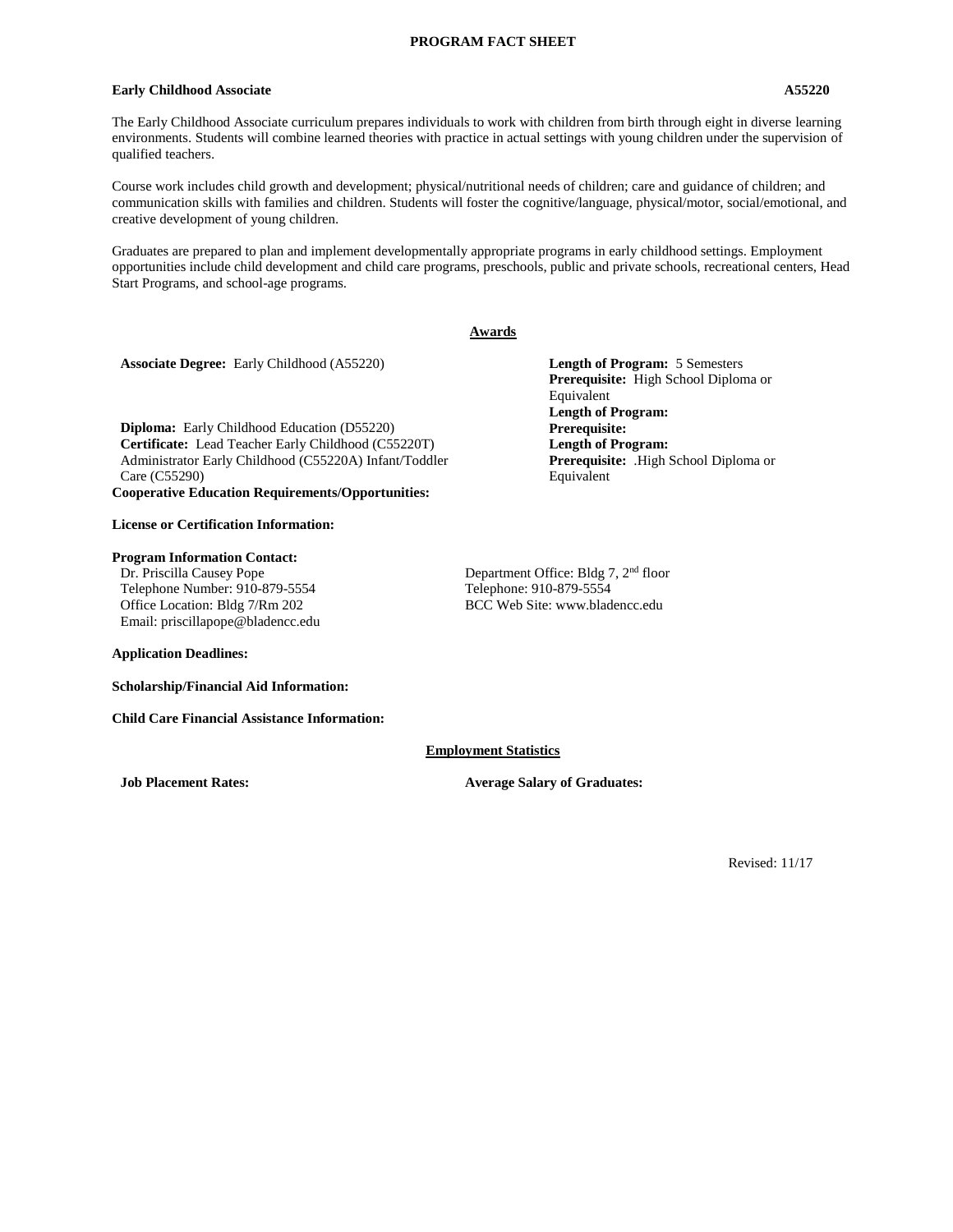**PROGRAM FACT SHEET**

**Early Childhood Associate** **A55220**

The Early Childhood Associate curriculum prepares individuals to work with children from birth through eight in diverse learning environments. Students will combine learned theories with practice in actual settings with young children under the supervision of qualified teachers.

Course work includes child growth and development; physical/nutritional needs of children; care and guidance of children; and communication skills with families and children. Students will foster the cognitive/language, physical/motor, social/emotional, and creative development of young children.

Graduates are prepared to plan and implement developmentally appropriate programs in early childhood settings. Employment opportunities include child development and child care programs, preschools, public and private schools, recreational centers, Head Start Programs, and school-age programs.

## Awards

**Associate Degree:** Early Childhood (A55220)

**Length of Program:** 5 Semesters
**Prerequisite:** High School Diploma or Equivalent

**Diploma:** Early Childhood Education (D55220)
**Certificate:** Lead Teacher Early Childhood (C55220T) Administrator Early Childhood (C55220A) Infant/Toddler Care (C55290)

**Length of Program:**
**Prerequisite:**
**Length of Program:**
**Prerequisite:** .High School Diploma or Equivalent

**Cooperative Education Requirements/Opportunities:**

**License or Certification Information:**

**Program Information Contact:**
Dr. Priscilla Causey Pope
Telephone Number: 910-879-5554
Office Location: Bldg 7/Rm 202
Email: priscillapope@bladencc.edu

Department Office: Bldg 7, 2nd floor
Telephone: 910-879-5554
BCC Web Site: www.bladencc.edu

**Application Deadlines:**

**Scholarship/Financial Aid Information:**

**Child Care Financial Assistance Information:**

## Employment Statistics

**Job Placement Rates:**

**Average Salary of Graduates:**

Revised: 11/17